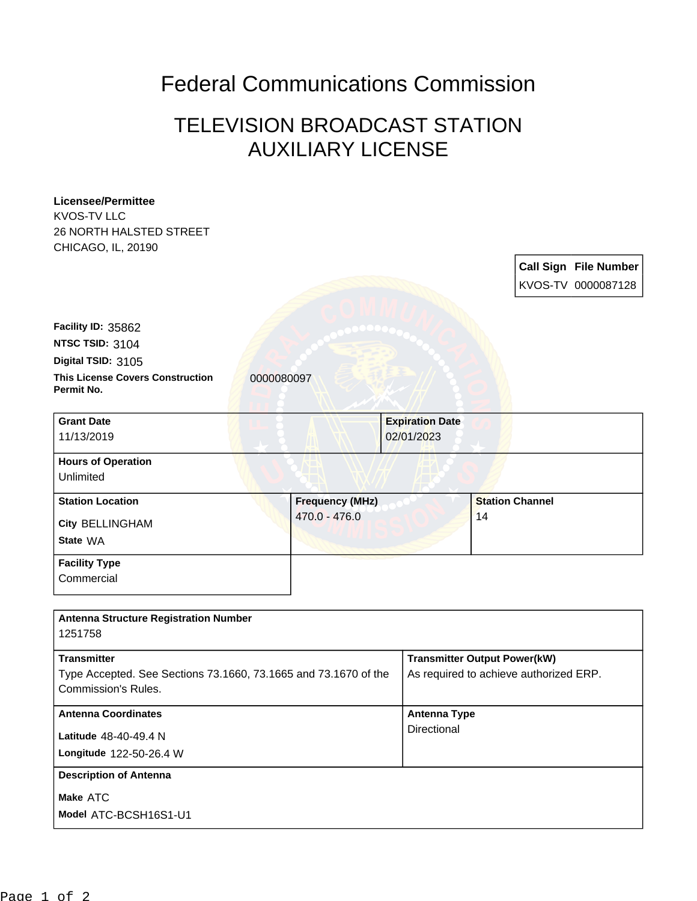# Federal Communications Commission

## TELEVISION BROADCAST STATION AUXILIARY LICENSE

**Licensee/Permittee**
KVOS-TV LLC
26 NORTH HALSTED STREET
CHICAGO, IL, 20190

| Call Sign | File Number |
| --- | --- |
| KVOS-TV | 0000087128 |

**Facility ID:** 35862
**NTSC TSID:** 3104
**Digital TSID:** 3105
**This License Covers Construction Permit No.** 0000080097

| Grant Date | Expiration Date |
| --- | --- |
| 11/13/2019 | 02/01/2023 |

**Hours of Operation**
Unlimited

| Station Location | Frequency (MHz) | Station Channel |
| --- | --- | --- |
| City BELLINGHAM<br>State WA | 470.0 - 476.0 | 14 |

**Facility Type**
Commercial

**Antenna Structure Registration Number**
1251758

| Transmitter | Transmitter Output Power(kW) |
| --- | --- |
| Type Accepted. See Sections 73.1660, 73.1665 and 73.1670 of the Commission's Rules. | As required to achieve authorized ERP. |

| Antenna Coordinates | Antenna Type |
| --- | --- |
| Latitude 48-40-49.4 N<br>Longitude 122-50-26.4 W | Directional |

**Description of Antenna**
Make ATC
Model ATC-BCSH16S1-U1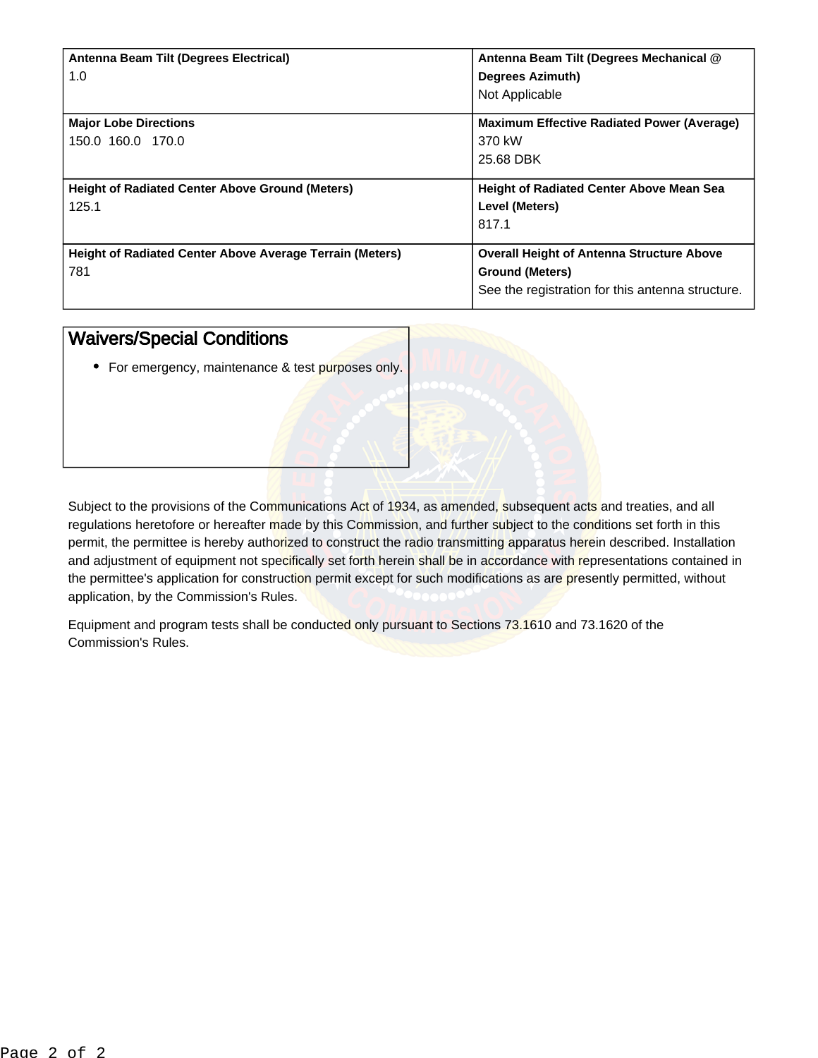| | |
|---|---|
| **Antenna Beam Tilt (Degrees Electrical)**<br>1.0 | **Antenna Beam Tilt (Degrees Mechanical @ Degrees Azimuth)**<br>Not Applicable |
| **Major Lobe Directions**<br>150.0  160.0   170.0 | **Maximum Effective Radiated Power (Average)**<br>370 kW<br>25.68 DBK |
| **Height of Radiated Center Above Ground (Meters)**<br>125.1 | **Height of Radiated Center Above Mean Sea Level (Meters)**<br>817.1 |
| **Height of Radiated Center Above Average Terrain (Meters)**<br>781 | **Overall Height of Antenna Structure Above Ground (Meters)**<br>See the registration for this antenna structure. |

## Waivers/Special Conditions

- For emergency, maintenance & test purposes only.

Subject to the provisions of the Communications Act of 1934, as amended, subsequent acts and treaties, and all regulations heretofore or hereafter made by this Commission, and further subject to the conditions set forth in this permit, the permittee is hereby authorized to construct the radio transmitting apparatus herein described. Installation and adjustment of equipment not specifically set forth herein shall be in accordance with representations contained in the permittee's application for construction permit except for such modifications as are presently permitted, without application, by the Commission's Rules.

Equipment and program tests shall be conducted only pursuant to Sections 73.1610 and 73.1620 of the Commission's Rules.